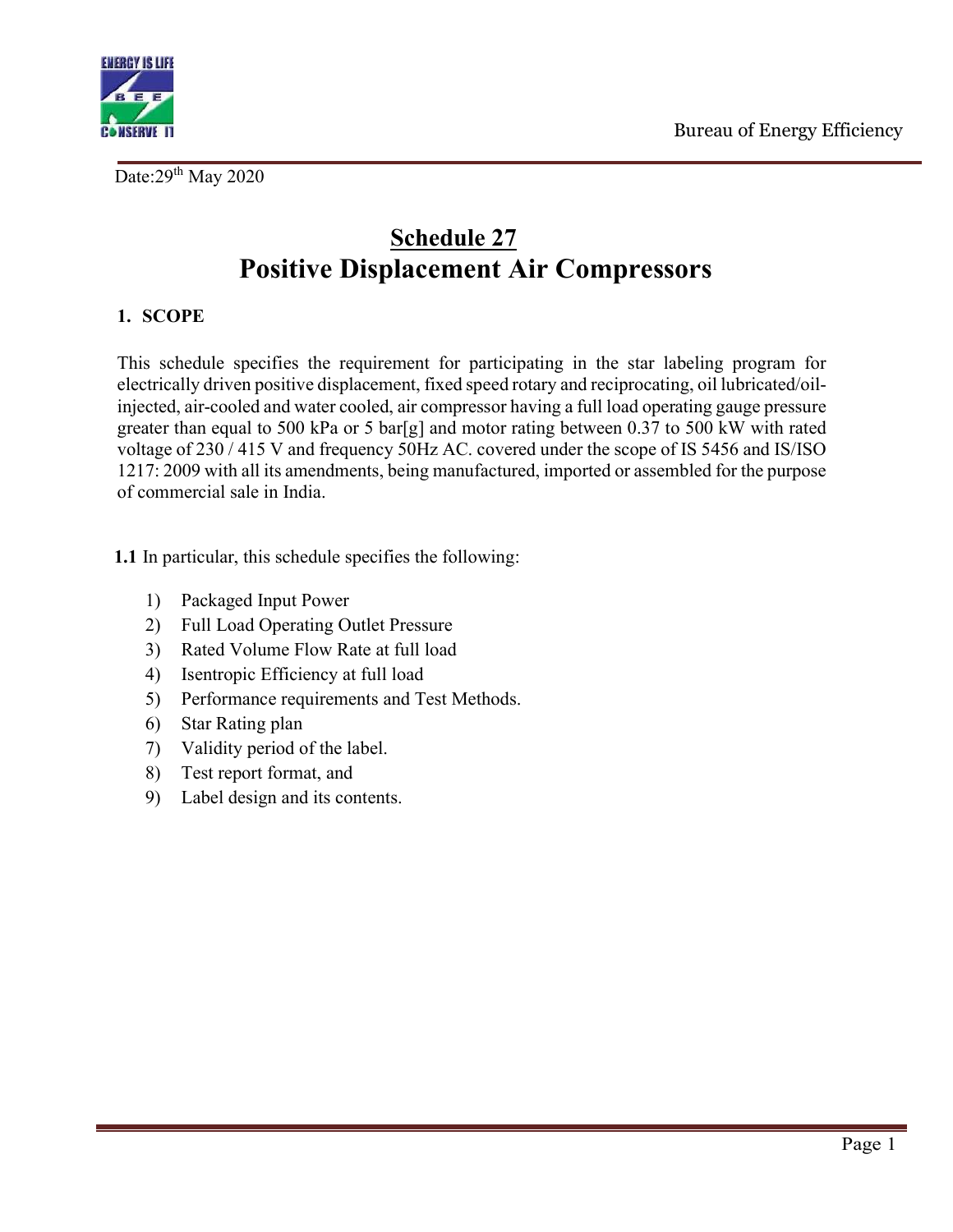Date:29th May 2020

# Schedule 27
# Positive Displacement Air Compressors

## 1. SCOPE

This schedule specifies the requirement for participating in the star labeling program for electrically driven positive displacement, fixed speed rotary and reciprocating, oil lubricated/oil-injected, air-cooled and water cooled, air compressor having a full load operating gauge pressure greater than equal to 500 kPa or 5 bar[g] and motor rating between 0.37 to 500 kW with rated voltage of 230 / 415 V and frequency 50Hz AC. covered under the scope of IS 5456 and IS/ISO 1217: 2009 with all its amendments, being manufactured, imported or assembled for the purpose of commercial sale in India.

**1.1** In particular, this schedule specifies the following:

1) Packaged Input Power
2) Full Load Operating Outlet Pressure
3) Rated Volume Flow Rate at full load
4) Isentropic Efficiency at full load
5) Performance requirements and Test Methods.
6) Star Rating plan
7) Validity period of the label.
8) Test report format, and
9) Label design and its contents.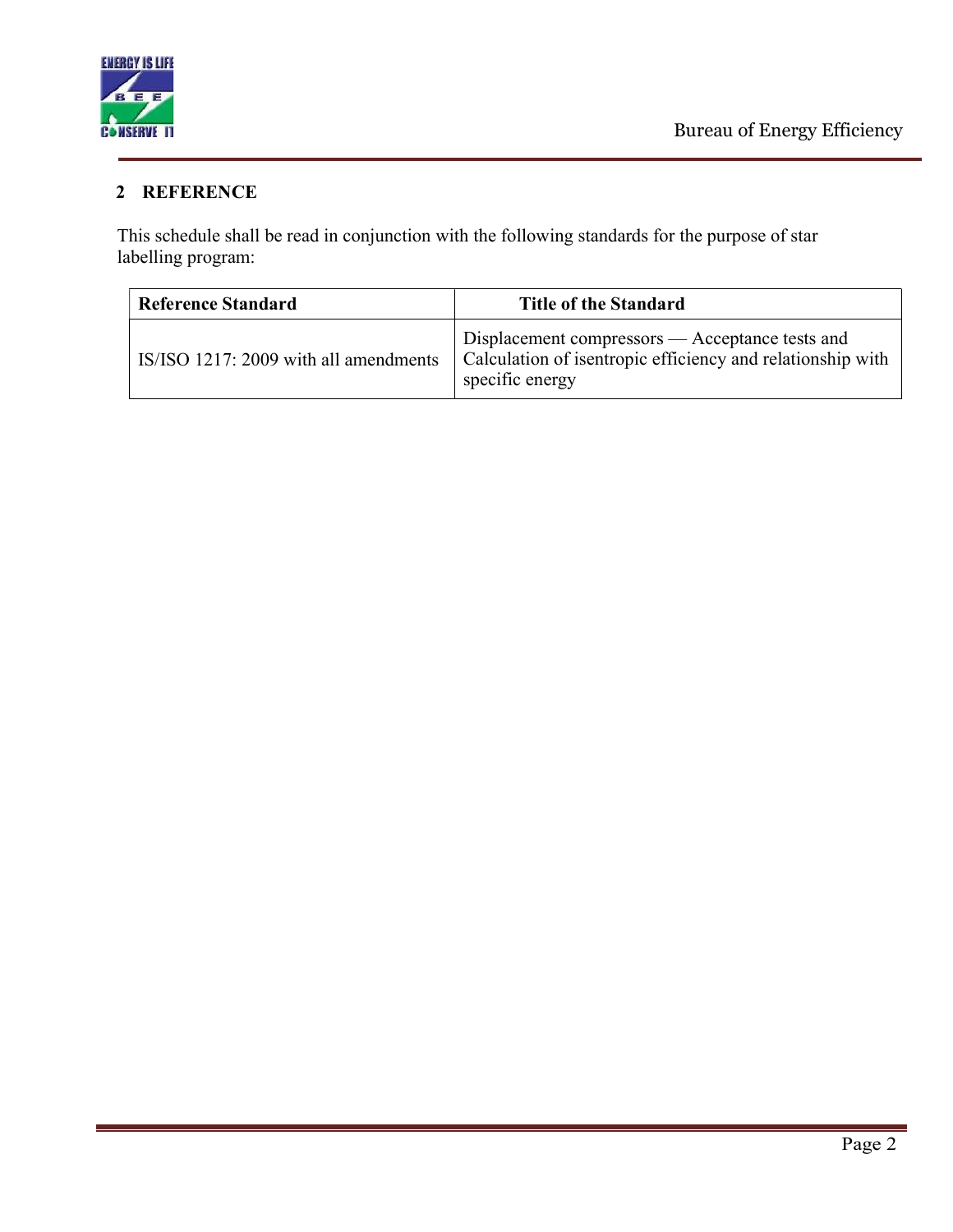## 2 REFERENCE

This schedule shall be read in conjunction with the following standards for the purpose of star labelling program:

| Reference Standard | Title of the Standard |
| --- | --- |
| IS/ISO 1217: 2009 with all amendments | Displacement compressors — Acceptance tests and Calculation of isentropic efficiency and relationship with specific energy |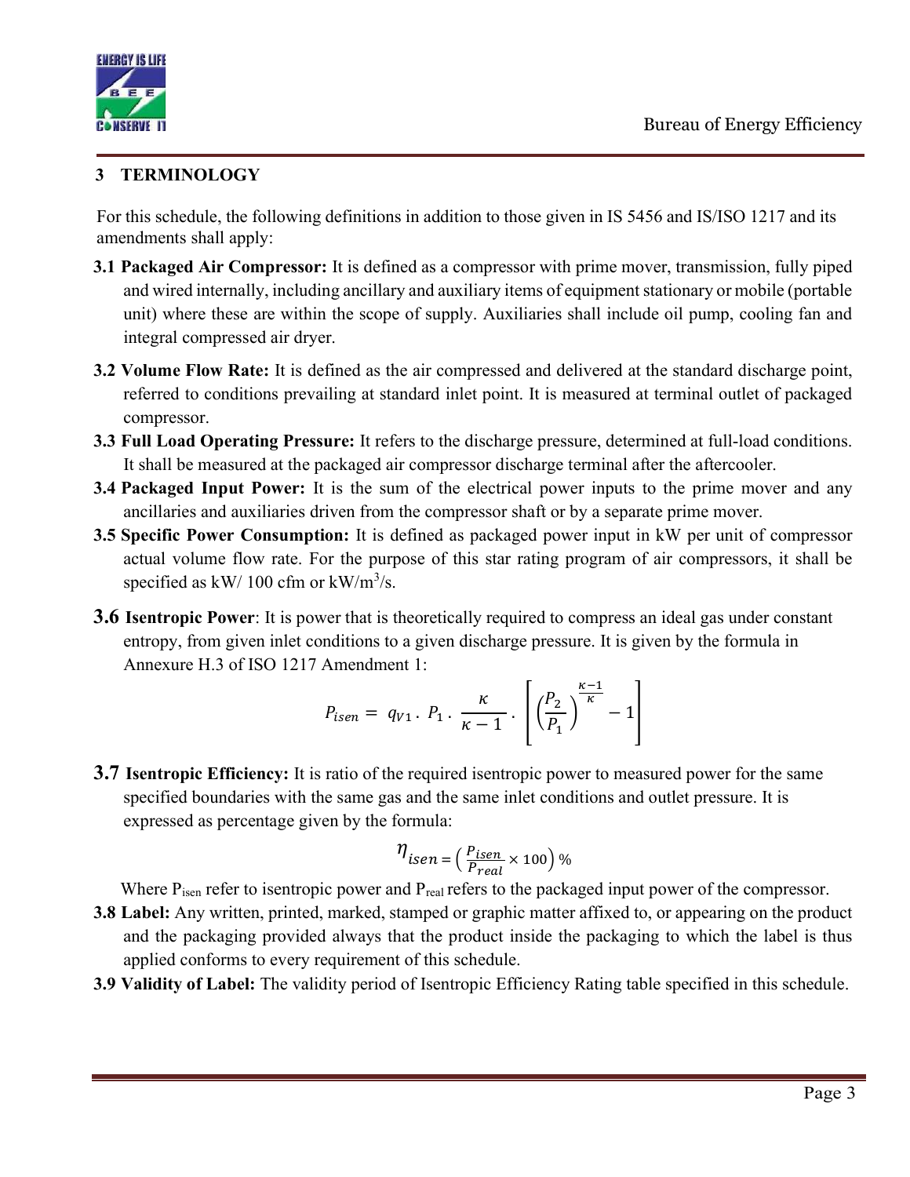## 3 TERMINOLOGY

For this schedule, the following definitions in addition to those given in IS 5456 and IS/ISO 1217 and its amendments shall apply:

**3.1 Packaged Air Compressor:** It is defined as a compressor with prime mover, transmission, fully piped and wired internally, including ancillary and auxiliary items of equipment stationary or mobile (portable unit) where these are within the scope of supply. Auxiliaries shall include oil pump, cooling fan and integral compressed air dryer.

**3.2 Volume Flow Rate:** It is defined as the air compressed and delivered at the standard discharge point, referred to conditions prevailing at standard inlet point. It is measured at terminal outlet of packaged compressor.

**3.3 Full Load Operating Pressure:** It refers to the discharge pressure, determined at full-load conditions. It shall be measured at the packaged air compressor discharge terminal after the aftercooler.

**3.4 Packaged Input Power:** It is the sum of the electrical power inputs to the prime mover and any ancillaries and auxiliaries driven from the compressor shaft or by a separate prime mover.

**3.5 Specific Power Consumption:** It is defined as packaged power input in kW per unit of compressor actual volume flow rate. For the purpose of this star rating program of air compressors, it shall be specified as kW/ 100 cfm or kW/m$^3$/s.

**3.6 Isentropic Power**: It is power that is theoretically required to compress an ideal gas under constant entropy, from given inlet conditions to a given discharge pressure. It is given by the formula in Annexure H.3 of ISO 1217 Amendment 1:

$$P_{isen} = q_{V1} \cdot P_1 \cdot \frac{\kappa}{\kappa - 1} \cdot \left[ \left( \frac{P_2}{P_1} \right)^{\frac{\kappa-1}{\kappa}} - 1 \right]$$

**3.7 Isentropic Efficiency:** It is ratio of the required isentropic power to measured power for the same specified boundaries with the same gas and the same inlet conditions and outlet pressure. It is expressed as percentage given by the formula:

$$\eta_{isen} = \left( \frac{P_{isen}}{P_{real}} \times 100 \right) \%$$

Where $P_{isen}$ refer to isentropic power and $P_{real}$ refers to the packaged input power of the compressor.

**3.8 Label:** Any written, printed, marked, stamped or graphic matter affixed to, or appearing on the product and the packaging provided always that the product inside the packaging to which the label is thus applied conforms to every requirement of this schedule.

**3.9 Validity of Label:** The validity period of Isentropic Efficiency Rating table specified in this schedule.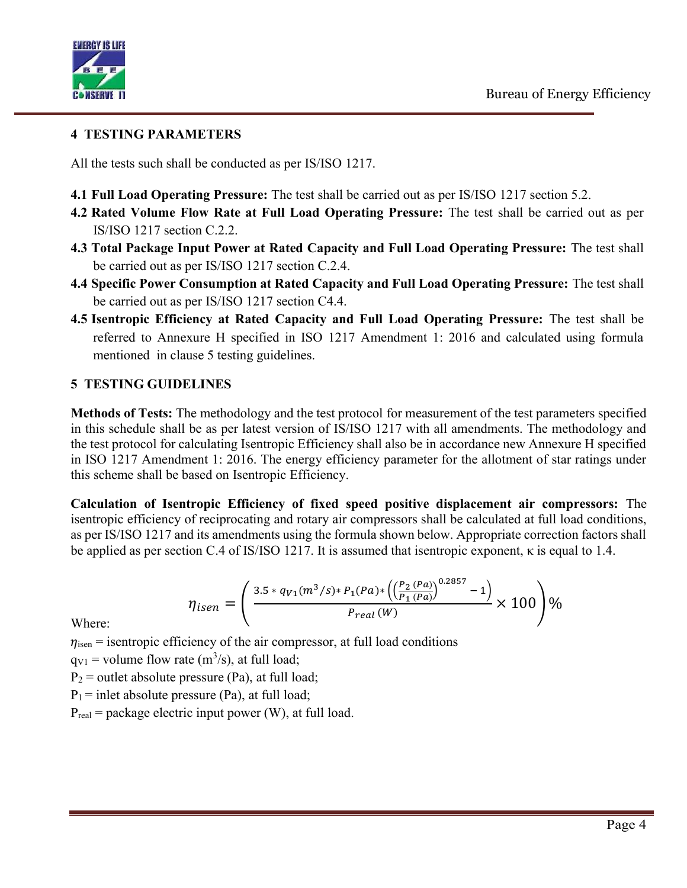## 4 TESTING PARAMETERS

All the tests such shall be conducted as per IS/ISO 1217.

**4.1 Full Load Operating Pressure:** The test shall be carried out as per IS/ISO 1217 section 5.2.

**4.2 Rated Volume Flow Rate at Full Load Operating Pressure:** The test shall be carried out as per IS/ISO 1217 section C.2.2.

**4.3 Total Package Input Power at Rated Capacity and Full Load Operating Pressure:** The test shall be carried out as per IS/ISO 1217 section C.2.4.

**4.4 Specific Power Consumption at Rated Capacity and Full Load Operating Pressure:** The test shall be carried out as per IS/ISO 1217 section C4.4.

**4.5 Isentropic Efficiency at Rated Capacity and Full Load Operating Pressure:** The test shall be referred to Annexure H specified in ISO 1217 Amendment 1: 2016 and calculated using formula mentioned in clause 5 testing guidelines.

## 5 TESTING GUIDELINES

**Methods of Tests:** The methodology and the test protocol for measurement of the test parameters specified in this schedule shall be as per latest version of IS/ISO 1217 with all amendments. The methodology and the test protocol for calculating Isentropic Efficiency shall also be in accordance new Annexure H specified in ISO 1217 Amendment 1: 2016. The energy efficiency parameter for the allotment of star ratings under this scheme shall be based on Isentropic Efficiency.

**Calculation of Isentropic Efficiency of fixed speed positive displacement air compressors:** The isentropic efficiency of reciprocating and rotary air compressors shall be calculated at full load conditions, as per IS/ISO 1217 and its amendments using the formula shown below. Appropriate correction factors shall be applied as per section C.4 of IS/ISO 1217. It is assumed that isentropic exponent, $\kappa$ is equal to 1.4.

$$\eta_{isen} = \left( \frac{3.5 * q_{V1}(m^3/s) * P_1(Pa) * \left( \left( \frac{P_2\,(Pa)}{P_1\,(Pa)} \right)^{0.2857} - 1 \right)}{P_{real}\,(W)} \times 100 \right) \%$$

Where:

$\eta_{isen}$ = isentropic efficiency of the air compressor, at full load conditions

$q_{V1}$ = volume flow rate ($m^3/s$), at full load;

$P_2$ = outlet absolute pressure (Pa), at full load;

$P_1$ = inlet absolute pressure (Pa), at full load;

$P_{real}$ = package electric input power (W), at full load.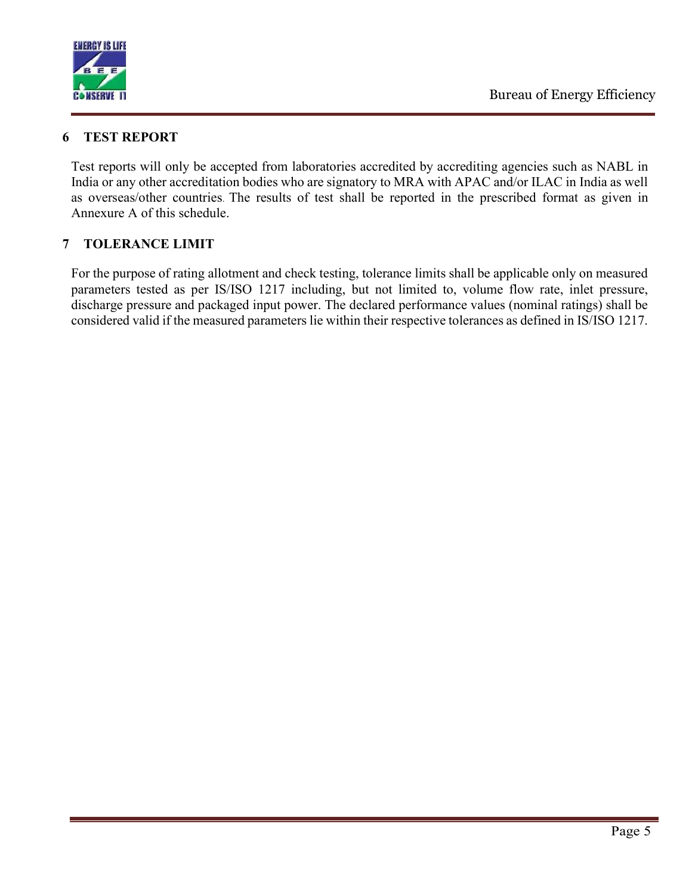## 6 TEST REPORT

Test reports will only be accepted from laboratories accredited by accrediting agencies such as NABL in India or any other accreditation bodies who are signatory to MRA with APAC and/or ILAC in India as well as overseas/other countries. The results of test shall be reported in the prescribed format as given in Annexure A of this schedule.

## 7 TOLERANCE LIMIT

For the purpose of rating allotment and check testing, tolerance limits shall be applicable only on measured parameters tested as per IS/ISO 1217 including, but not limited to, volume flow rate, inlet pressure, discharge pressure and packaged input power. The declared performance values (nominal ratings) shall be considered valid if the measured parameters lie within their respective tolerances as defined in IS/ISO 1217.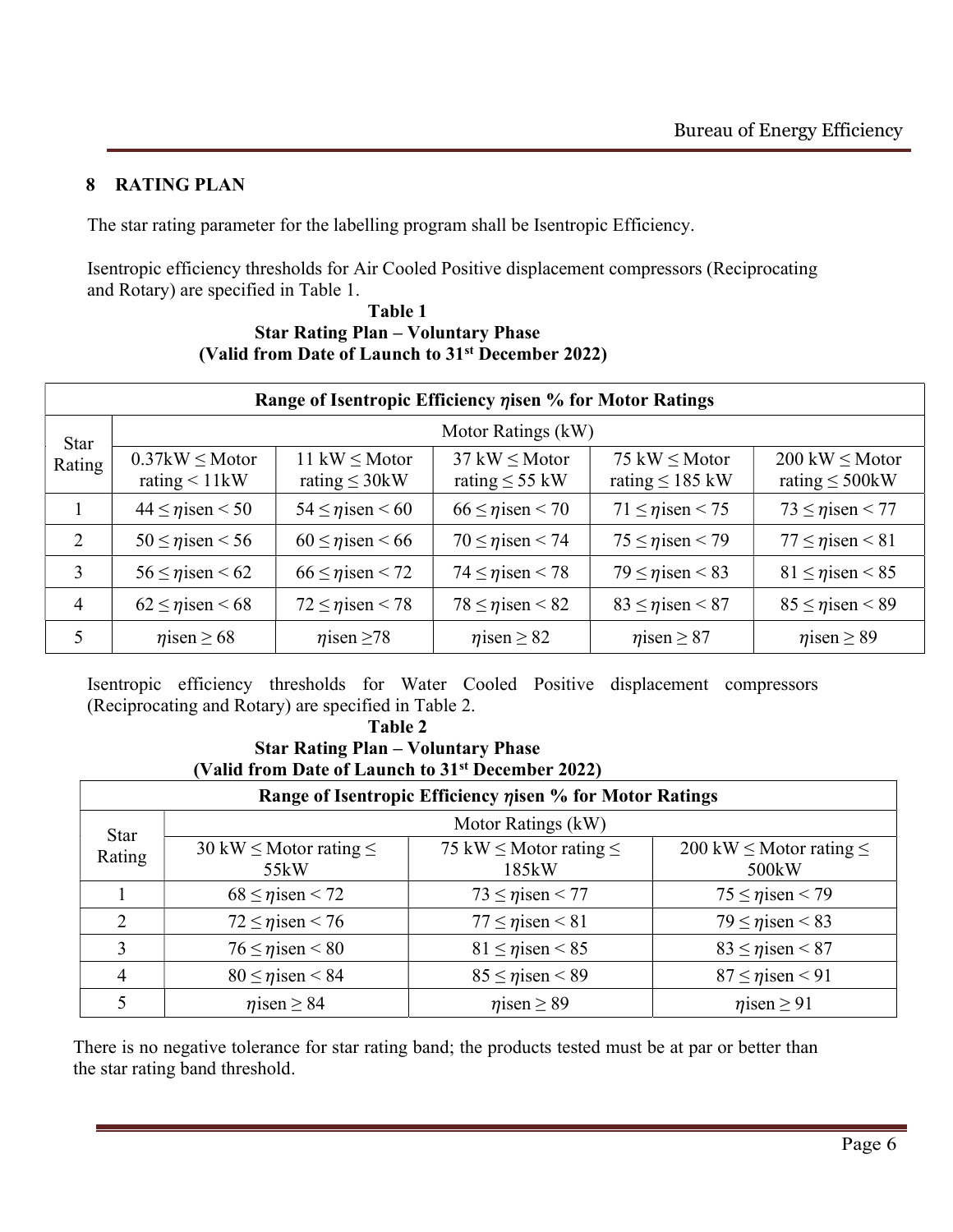## 8 RATING PLAN

The star rating parameter for the labelling program shall be Isentropic Efficiency.

Isentropic efficiency thresholds for Air Cooled Positive displacement compressors (Reciprocating and Rotary) are specified in Table 1.

**Table 1**
**Star Rating Plan – Voluntary Phase**
**(Valid from Date of Launch to 31st December 2022)**

| **Range of Isentropic Efficiency $\eta$isen % for Motor Ratings** | | | | | |
|---|---|---|---|---|---|
| Star Rating | Motor Ratings (kW) | | | | |
| | 0.37kW ≤ Motor rating < 11kW | 11 kW ≤ Motor rating ≤ 30kW | 37 kW ≤ Motor rating ≤ 55 kW | 75 kW ≤ Motor rating ≤ 185 kW | 200 kW ≤ Motor rating ≤ 500kW |
| 1 | $44 \leq \eta$isen $< 50$ | $54 \leq \eta$isen $< 60$ | $66 \leq \eta$isen $< 70$ | $71 \leq \eta$isen $< 75$ | $73 \leq \eta$isen $< 77$ |
| 2 | $50 \leq \eta$isen $< 56$ | $60 \leq \eta$isen $< 66$ | $70 \leq \eta$isen $< 74$ | $75 \leq \eta$isen $< 79$ | $77 \leq \eta$isen $< 81$ |
| 3 | $56 \leq \eta$isen $< 62$ | $66 \leq \eta$isen $< 72$ | $74 \leq \eta$isen $< 78$ | $79 \leq \eta$isen $< 83$ | $81 \leq \eta$isen $< 85$ |
| 4 | $62 \leq \eta$isen $< 68$ | $72 \leq \eta$isen $< 78$ | $78 \leq \eta$isen $< 82$ | $83 \leq \eta$isen $< 87$ | $85 \leq \eta$isen $< 89$ |
| 5 | $\eta$isen $\geq 68$ | $\eta$isen $\geq 78$ | $\eta$isen $\geq 82$ | $\eta$isen $\geq 87$ | $\eta$isen $\geq 89$ |

Isentropic efficiency thresholds for Water Cooled Positive displacement compressors (Reciprocating and Rotary) are specified in Table 2.

**Table 2**
**Star Rating Plan – Voluntary Phase**
**(Valid from Date of Launch to 31st December 2022)**

| **Range of Isentropic Efficiency $\eta$isen % for Motor Ratings** | | | |
|---|---|---|---|
| Star Rating | Motor Ratings (kW) | | |
| | 30 kW ≤ Motor rating ≤ 55kW | 75 kW ≤ Motor rating ≤ 185kW | 200 kW ≤ Motor rating ≤ 500kW |
| 1 | $68 \leq \eta$isen $< 72$ | $73 \leq \eta$isen $< 77$ | $75 \leq \eta$isen $< 79$ |
| 2 | $72 \leq \eta$isen $< 76$ | $77 \leq \eta$isen $< 81$ | $79 \leq \eta$isen $< 83$ |
| 3 | $76 \leq \eta$isen $< 80$ | $81 \leq \eta$isen $< 85$ | $83 \leq \eta$isen $< 87$ |
| 4 | $80 \leq \eta$isen $< 84$ | $85 \leq \eta$isen $< 89$ | $87 \leq \eta$isen $< 91$ |
| 5 | $\eta$isen $\geq 84$ | $\eta$isen $\geq 89$ | $\eta$isen $\geq 91$ |

There is no negative tolerance for star rating band; the products tested must be at par or better than the star rating band threshold.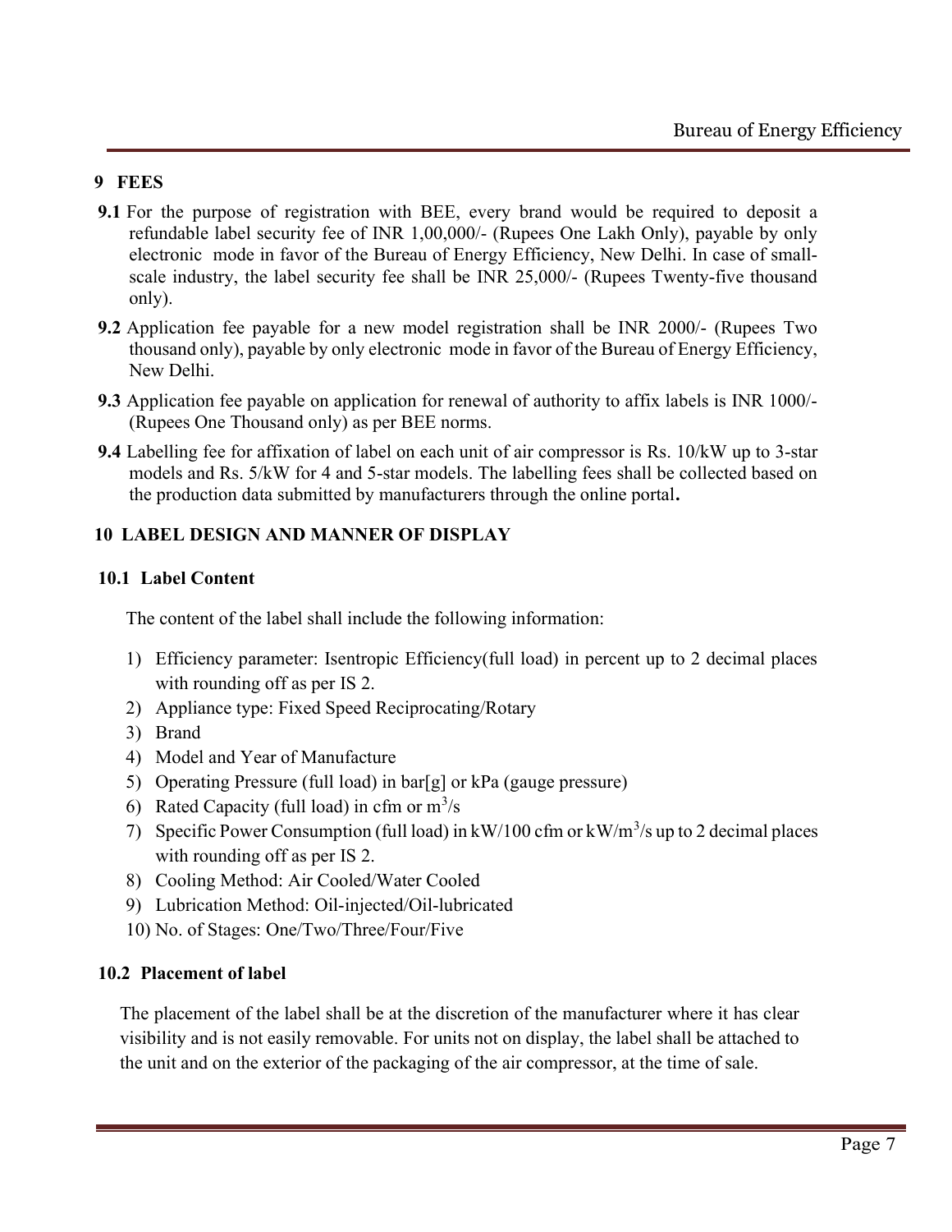## 9 FEES

**9.1** For the purpose of registration with BEE, every brand would be required to deposit a refundable label security fee of INR 1,00,000/- (Rupees One Lakh Only), payable by only electronic mode in favor of the Bureau of Energy Efficiency, New Delhi. In case of small-scale industry, the label security fee shall be INR 25,000/- (Rupees Twenty-five thousand only).

**9.2** Application fee payable for a new model registration shall be INR 2000/- (Rupees Two thousand only), payable by only electronic mode in favor of the Bureau of Energy Efficiency, New Delhi.

**9.3** Application fee payable on application for renewal of authority to affix labels is INR 1000/- (Rupees One Thousand only) as per BEE norms.

**9.4** Labelling fee for affixation of label on each unit of air compressor is Rs. 10/kW up to 3-star models and Rs. 5/kW for 4 and 5-star models. The labelling fees shall be collected based on the production data submitted by manufacturers through the online portal**.**

## 10 LABEL DESIGN AND MANNER OF DISPLAY

### 10.1 Label Content

The content of the label shall include the following information:

1) Efficiency parameter: Isentropic Efficiency(full load) in percent up to 2 decimal places with rounding off as per IS 2.
2) Appliance type: Fixed Speed Reciprocating/Rotary
3) Brand
4) Model and Year of Manufacture
5) Operating Pressure (full load) in bar[g] or kPa (gauge pressure)
6) Rated Capacity (full load) in cfm or $m^3/s$
7) Specific Power Consumption (full load) in kW/100 cfm or $kW/m^3/s$ up to 2 decimal places with rounding off as per IS 2.
8) Cooling Method: Air Cooled/Water Cooled
9) Lubrication Method: Oil-injected/Oil-lubricated
10) No. of Stages: One/Two/Three/Four/Five

### 10.2 Placement of label

The placement of the label shall be at the discretion of the manufacturer where it has clear visibility and is not easily removable. For units not on display, the label shall be attached to the unit and on the exterior of the packaging of the air compressor, at the time of sale.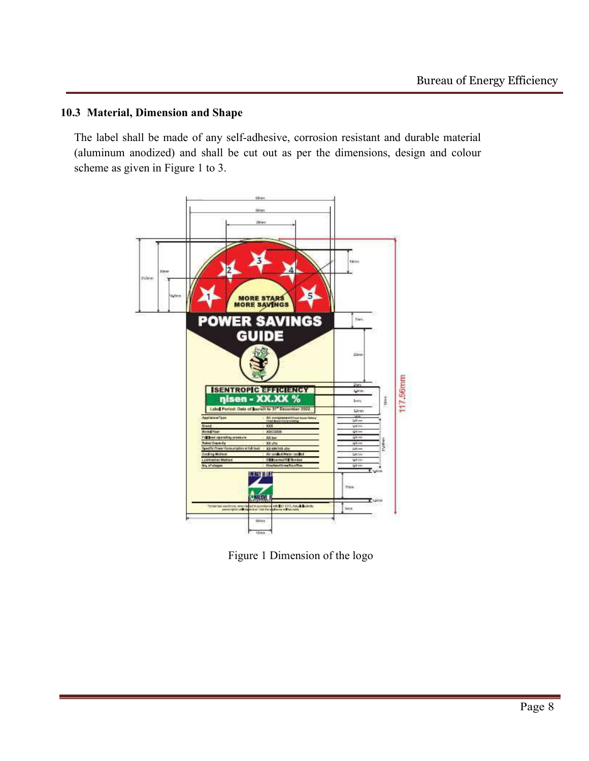## 10.3 Material, Dimension and Shape

The label shall be made of any self-adhesive, corrosion resistant and durable material (aluminum anodized) and shall be cut out as per the dimensions, design and colour scheme as given in Figure 1 to 3.

Figure 1 Dimension of the logo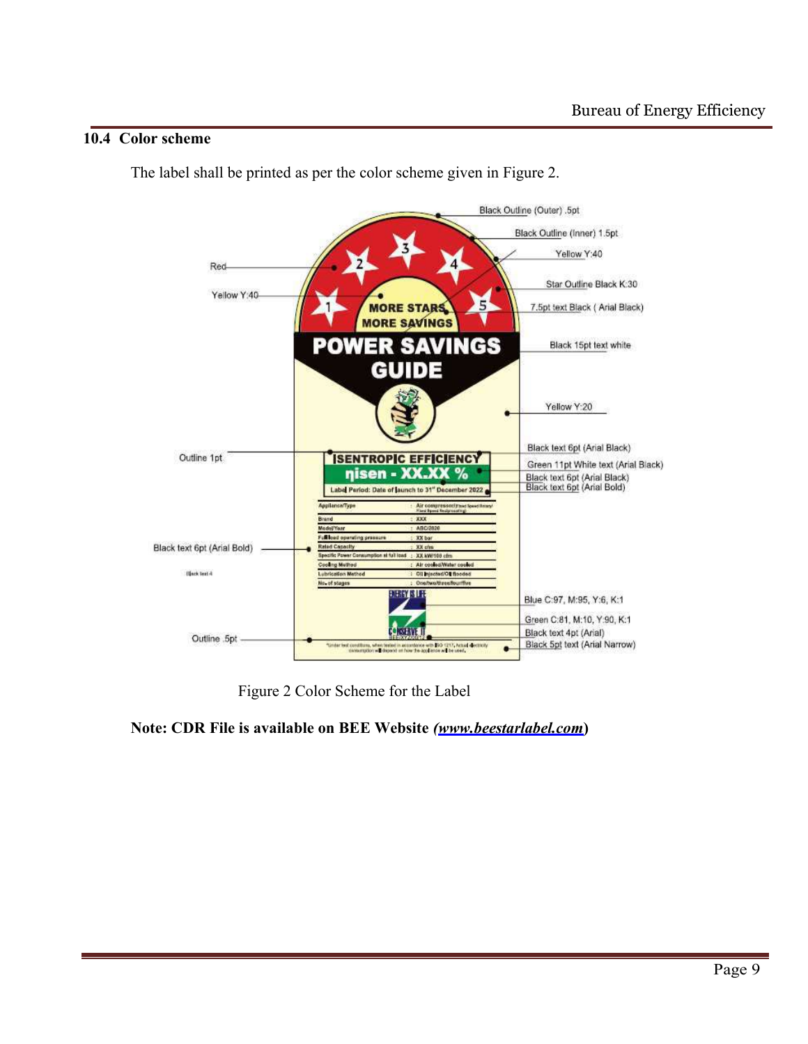## 10.4 Color scheme

The label shall be printed as per the color scheme given in Figure 2.

Figure 2 Color Scheme for the Label

**Note: CDR File is available on BEE Website *(www.beestarlabel.com)***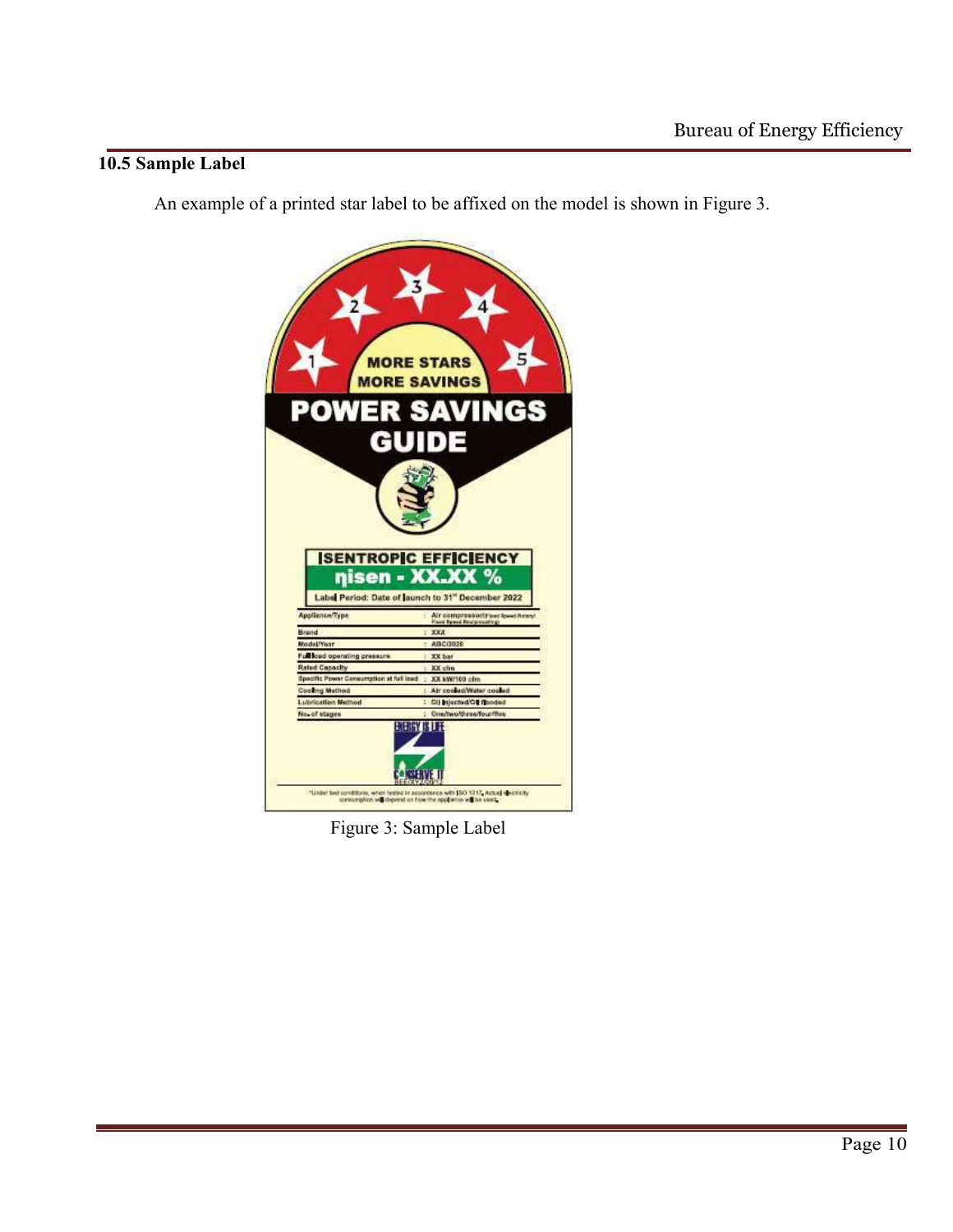## 10.5 Sample Label

An example of a printed star label to be affixed on the model is shown in Figure 3.

Figure 3: Sample Label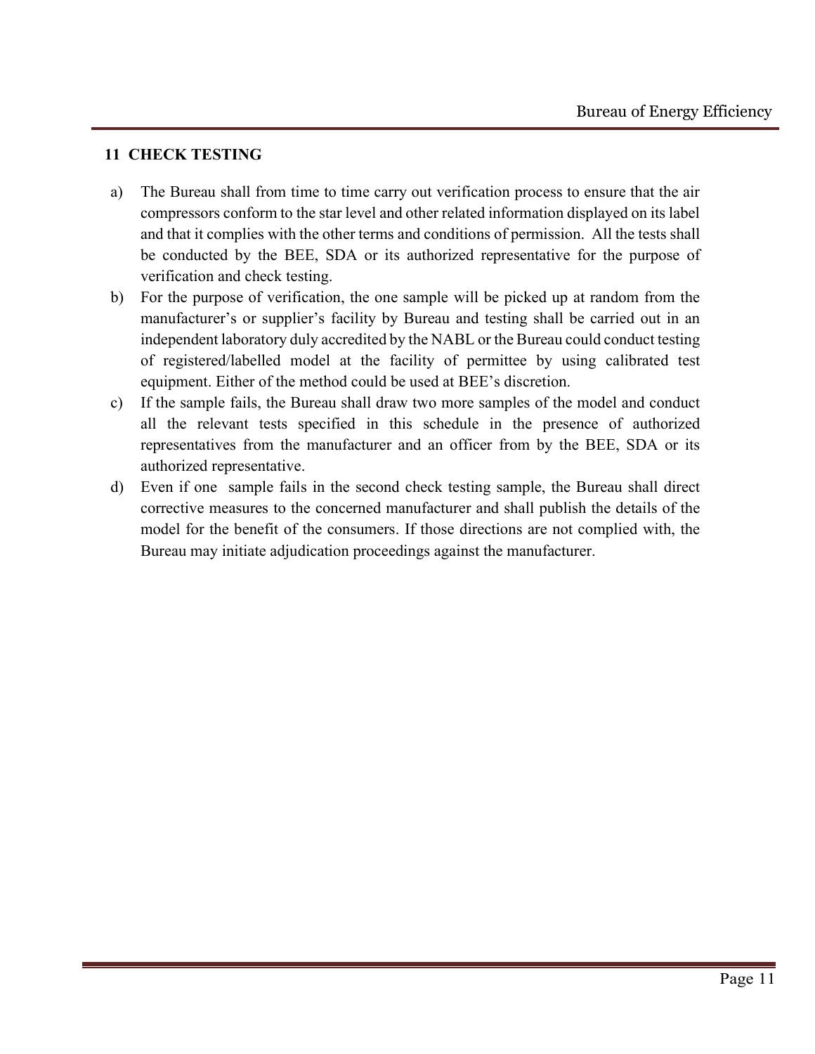## 11 CHECK TESTING

a) The Bureau shall from time to time carry out verification process to ensure that the air compressors conform to the star level and other related information displayed on its label and that it complies with the other terms and conditions of permission. All the tests shall be conducted by the BEE, SDA or its authorized representative for the purpose of verification and check testing.

b) For the purpose of verification, the one sample will be picked up at random from the manufacturer's or supplier's facility by Bureau and testing shall be carried out in an independent laboratory duly accredited by the NABL or the Bureau could conduct testing of registered/labelled model at the facility of permittee by using calibrated test equipment. Either of the method could be used at BEE's discretion.

c) If the sample fails, the Bureau shall draw two more samples of the model and conduct all the relevant tests specified in this schedule in the presence of authorized representatives from the manufacturer and an officer from by the BEE, SDA or its authorized representative.

d) Even if one sample fails in the second check testing sample, the Bureau shall direct corrective measures to the concerned manufacturer and shall publish the details of the model for the benefit of the consumers. If those directions are not complied with, the Bureau may initiate adjudication proceedings against the manufacturer.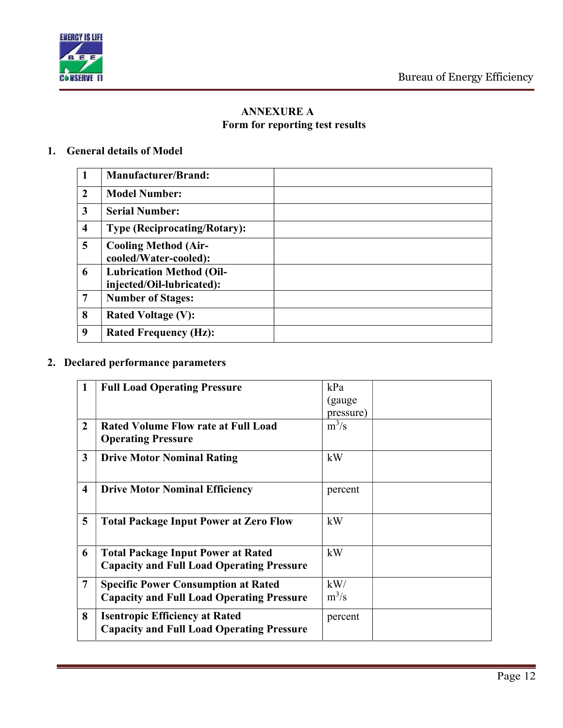**ANNEXURE A**

**Form for reporting test results**

## 1. General details of Model

| | | |
|---|---|---|
| **1** | **Manufacturer/Brand:** | |
| **2** | **Model Number:** | |
| **3** | **Serial Number:** | |
| **4** | **Type (Reciprocating/Rotary):** | |
| **5** | **Cooling Method (Air-cooled/Water-cooled):** | |
| **6** | **Lubrication Method (Oil-injected/Oil-lubricated):** | |
| **7** | **Number of Stages:** | |
| **8** | **Rated Voltage (V):** | |
| **9** | **Rated Frequency (Hz):** | |

## 2. Declared performance parameters

| | | | |
|---|---|---|---|
| **1** | **Full Load Operating Pressure** | kPa (gauge pressure) | |
| **2** | **Rated Volume Flow rate at Full Load Operating Pressure** | $m^3/s$ | |
| **3** | **Drive Motor Nominal Rating** | kW | |
| **4** | **Drive Motor Nominal Efficiency** | percent | |
| **5** | **Total Package Input Power at Zero Flow** | kW | |
| **6** | **Total Package Input Power at Rated Capacity and Full Load Operating Pressure** | kW | |
| **7** | **Specific Power Consumption at Rated Capacity and Full Load Operating Pressure** | $kW/m^3/s$ | |
| **8** | **Isentropic Efficiency at Rated Capacity and Full Load Operating Pressure** | percent | |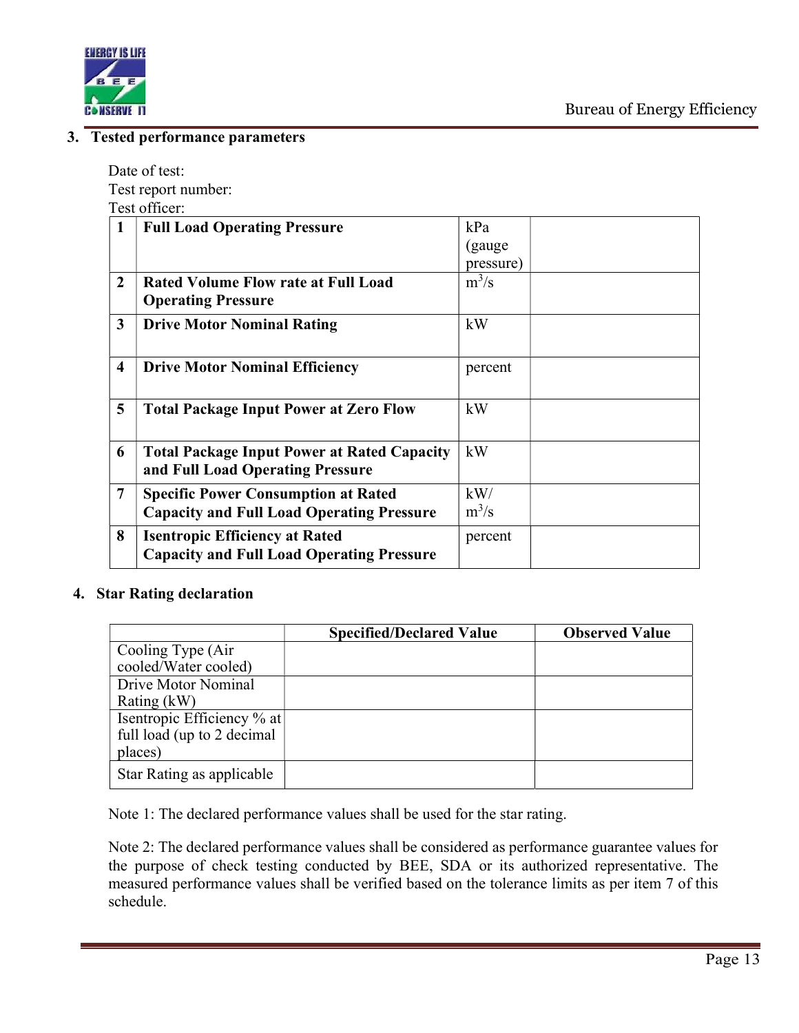## 3. Tested performance parameters

Date of test:
Test report number:
Test officer:

| | | | |
|---|---|---|---|
| 1 | **Full Load Operating Pressure** | kPa (gauge pressure) | |
| 2 | **Rated Volume Flow rate at Full Load Operating Pressure** | $m^3/s$ | |
| 3 | **Drive Motor Nominal Rating** | kW | |
| 4 | **Drive Motor Nominal Efficiency** | percent | |
| 5 | **Total Package Input Power at Zero Flow** | kW | |
| 6 | **Total Package Input Power at Rated Capacity and Full Load Operating Pressure** | kW | |
| 7 | **Specific Power Consumption at Rated Capacity and Full Load Operating Pressure** | kW/ $m^3/s$ | |
| 8 | **Isentropic Efficiency at Rated Capacity and Full Load Operating Pressure** | percent | |

## 4. Star Rating declaration

| | **Specified/Declared Value** | **Observed Value** |
|---|---|---|
| Cooling Type (Air cooled/Water cooled) | | |
| Drive Motor Nominal Rating (kW) | | |
| Isentropic Efficiency % at full load (up to 2 decimal places) | | |
| Star Rating as applicable | | |

Note 1: The declared performance values shall be used for the star rating.

Note 2: The declared performance values shall be considered as performance guarantee values for the purpose of check testing conducted by BEE, SDA or its authorized representative. The measured performance values shall be verified based on the tolerance limits as per item 7 of this schedule.